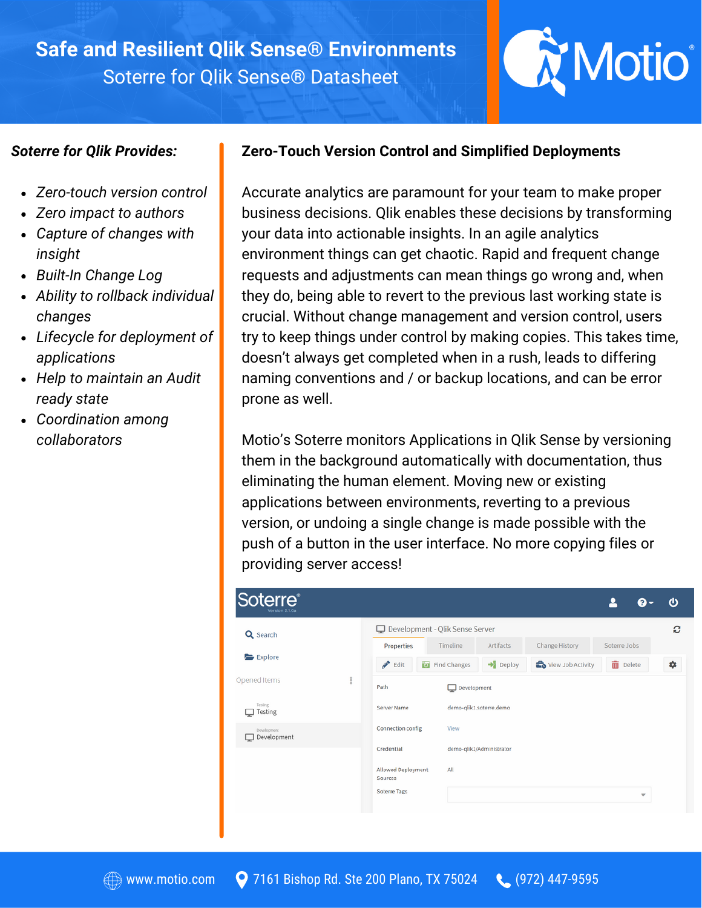# Safe and Resilient Qlik Sense® Environments

## Soterre for Qlik Sense® Datasheet

Motio®

***Soterre for Qlik Provides:***

- *Zero-touch version control*
- *Zero impact to authors*
- *Capture of changes with insight*
- *Built-In Change Log*
- *Ability to rollback individual changes*
- *Lifecycle for deployment of applications*
- *Help to maintain an Audit ready state*
- *Coordination among collaborators*

## Zero-Touch Version Control and Simplified Deployments

Accurate analytics are paramount for your team to make proper business decisions. Qlik enables these decisions by transforming your data into actionable insights. In an agile analytics environment things can get chaotic. Rapid and frequent change requests and adjustments can mean things go wrong and, when they do, being able to revert to the previous last working state is crucial. Without change management and version control, users try to keep things under control by making copies. This takes time, doesn't always get completed when in a rush, leads to differing naming conventions and / or backup locations, and can be error prone as well.

Motio's Soterre monitors Applications in Qlik Sense by versioning them in the background automatically with documentation, thus eliminating the human element. Moving new or existing applications between environments, reverting to a previous version, or undoing a single change is made possible with the push of a button in the user interface. No more copying files or providing server access!

www.motio.com | 7161 Bishop Rd. Ste 200 Plano, TX 75024 | (972) 447-9595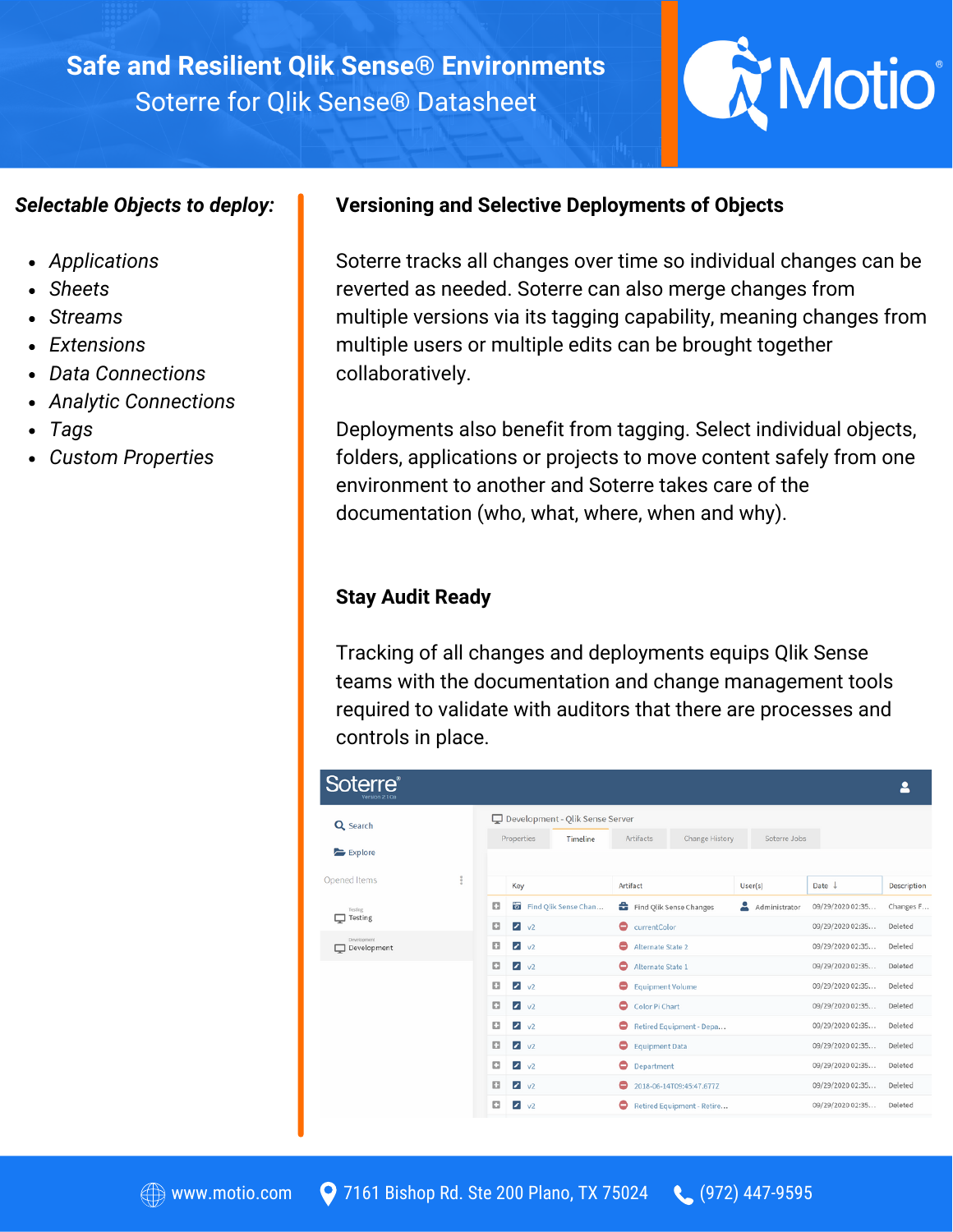# Safe and Resilient Qlik Sense® Environments

Soterre for Qlik Sense® Datasheet

***Selectable Objects to deploy:***

- *Applications*
- *Sheets*
- *Streams*
- *Extensions*
- *Data Connections*
- *Analytic Connections*
- *Tags*
- *Custom Properties*

## Versioning and Selective Deployments of Objects

Soterre tracks all changes over time so individual changes can be reverted as needed. Soterre can also merge changes from multiple versions via its tagging capability, meaning changes from multiple users or multiple edits can be brought together collaboratively.

Deployments also benefit from tagging. Select individual objects, folders, applications or projects to move content safely from one environment to another and Soterre takes care of the documentation (who, what, where, when and why).

## Stay Audit Ready

Tracking of all changes and deployments equips Qlik Sense teams with the documentation and change management tools required to validate with auditors that there are processes and controls in place.

www.motio.com 7161 Bishop Rd. Ste 200 Plano, TX 75024 (972) 447-9595